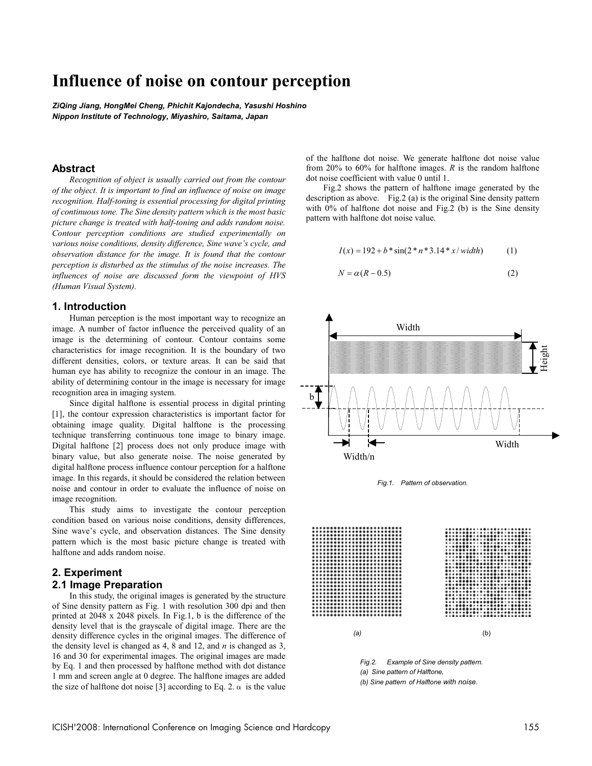# Influence of noise on contour perception

***ZiQing Jiang, HongMei Cheng, Phichit Kajondecha, Yasushi Hoshino***
***Nippon Institute of Technology, Miyashiro, Saitama, Japan***

## Abstract

*Recognition of object is usually carried out from the contour of the object. It is important to find an influence of noise on image recognition. Half-toning is essential processing for digital printing of continuous tone. The Sine density pattern which is the most basic picture change is treated with half-toning and adds random noise. Contour perception conditions are studied experimentally on various noise conditions, density difference, Sine wave's cycle, and observation distance for the image. It is found that the contour perception is disturbed as the stimulus of the noise increases. The influences of noise are discussed form the viewpoint of HVS (Human Visual System).*

## 1. Introduction

Human perception is the most important way to recognize an image. A number of factor influence the perceived quality of an image is the determining of contour. Contour contains some characteristics for image recognition. It is the boundary of two different densities, colors, or texture areas. It can be said that human eye has ability to recognize the contour in an image. The ability of determining contour in the image is necessary for image recognition area in imaging system.

Since digital halftone is essential process in digital printing [1], the contour expression characteristics is important factor for obtaining image quality. Digital halftone is the processing technique transferring continuous tone image to binary image. Digital halftone [2] process does not only produce image with binary value, but also generate noise. The noise generated by digital halftone process influence contour perception for a halftone image. In this regards, it should be considered the relation between noise and contour in order to evaluate the influence of noise on image recognition.

This study aims to investigate the contour perception condition based on various noise conditions, density differences, Sine wave's cycle, and observation distances. The Sine density pattern which is the most basic picture change is treated with halftone and adds random noise.

## 2. Experiment

### 2.1 Image Preparation

In this study, the original images is generated by the structure of Sine density pattern as Fig. 1 with resolution 300 dpi and then printed at 2048 x 2048 pixels. In Fig.1, b is the difference of the density level that is the grayscale of digital image. There are the density difference cycles in the original images. The difference of the density level is changed as 4, 8 and 12, and *n* is changed as 3, 16 and 30 for experimental images. The original images are made by Eq. 1 and then processed by halftone method with dot distance 1 mm and screen angle at 0 degree. The halftone images are added the size of halftone dot noise [3] according to Eq. 2. $\alpha$ is the value of the halftone dot noise. We generate halftone dot noise value from 20% to 60% for halftone images. *R* is the random halftone dot noise coefficient with value 0 until 1.

Fig.2 shows the pattern of halftone image generated by the description as above. Fig.2 (a) is the original Sine density pattern with 0% of halftone dot noise and Fig.2 (b) is the Sine density pattern with halftone dot noise value.

$$I(x) = 192 + b * \sin(2 * n * 3.14 * x / width) \qquad (1)$$

$$N = \alpha(R - 0.5) \qquad (2)$$

Width
Height
b
Width/n
Width

*Fig.1. Pattern of observation.*

(a) (b)

*Fig.2. Example of Sine density pattern.*
*(a) Sine pattern of Halftone,*
*(b) Sine pattern of Halftone with noise.*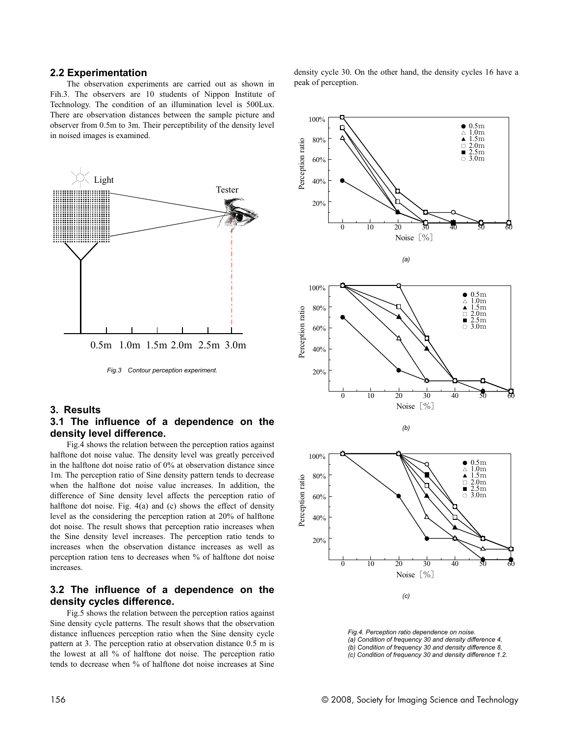## 2.2 Experimentation

The observation experiments are carried out as shown in Fih.3. The observers are 10 students of Nippon Institute of Technology. The condition of an illumination level is 500Lux. There are observation distances between the sample picture and observer from 0.5m to 3m. Their perceptibility of the density level in noised images is examined.

Light

Tester

0.5m 1.0m 1.5m 2.0m 2.5m 3.0m

*Fig.3 Contour perception experiment.*

## 3. Results

### 3.1 The influence of a dependence on the density level difference.

Fig.4 shows the relation between the perception ratios against halftone dot noise value. The density level was greatly perceived in the halftone dot noise ratio of 0% at observation distance since 1m. The perception ratio of Sine density pattern tends to decrease when the halftone dot noise value increases. In addition, the difference of Sine density level affects the perception ratio of halftone dot noise. Fig. 4(a) and (c) shows the effect of density level as the considering the perception ration at 20% of halftone dot noise. The result shows that perception ratio increases when the Sine density level increases. The perception ratio tends to increases when the observation distance increases as well as perception ration tens to decreases when % of halftone dot noise increases.

### 3.2 The influence of a dependence on the density cycles difference.

Fig.5 shows the relation between the perception ratios against Sine density cycle patterns. The result shows that the observation distance influences perception ratio when the Sine density cycle pattern at 3. The perception ratio at observation distance 0.5 m is the lowest at all % of halftone dot noise. The perception ratio tends to decrease when % of halftone dot noise increases at Sine density cycle 30. On the other hand, the density cycles 16 have a peak of perception.

Perception ratio
100%
80%
60%
40%
20%
0 10 20 30 40 50 60
Noise [%]
● 0.5m
△ 1.0m
▲ 1.5m
□ 2.0m
■ 2.5m
○ 3.0m

*(a)*

Perception ratio
100%
80%
60%
40%
20%
0 10 20 30 40 50 60
Noise [%]
● 0.5m
△ 1.0m
▲ 1.5m
□ 2.0m
■ 2.5m
○ 3.0m

*(b)*

Perception ratio
100%
80%
60%
40%
20%
0 10 20 30 40 50 60
Noise [%]
● 0.5m
△ 1.0m
▲ 1.5m
□ 2.0m
■ 2.5m
○ 3.0m

*(c)*

*Fig.4. Perception ratio dependence on noise.*
*(a) Condition of frequency 30 and density difference 4,*
*(b) Condition of frequency 30 and density difference 8,*
*(c) Condition of frequency 30 and density difference 1.2.*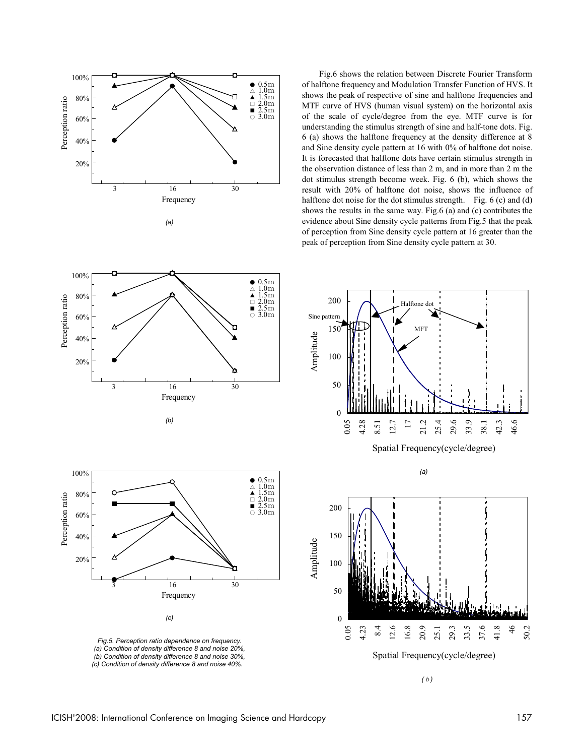100%
80%
60%
40%
20%
Perception ratio
3
16
30
Frequency
● 0.5m
△ 1.0m
▲ 1.5m
□ 2.0m
■ 2.5m
○ 3.0m

*(a)*

100%
80%
60%
40%
20%
Perception ratio
3
16
30
Frequency
● 0.5m
△ 1.0m
▲ 1.5m
□ 2.0m
■ 2.5m
○ 3.0m

*(b)*

100%
80%
60%
40%
20%
Perception ratio
3
16
30
Frequency
● 0.5m
△ 1.0m
▲ 1.5m
□ 2.0m
■ 2.5m
○ 3.0m

*(c)*

*Fig.5. Perception ratio dependence on frequency.*
*(a) Condition of density difference 8 and noise 20%,*
*(b) Condition of density difference 8 and noise 30%,*
*(c) Condition of density difference 8 and noise 40%.*

Fig.6 shows the relation between Discrete Fourier Transform of halftone frequency and Modulation Transfer Function of HVS. It shows the peak of respective of sine and halftone frequencies and MTF curve of HVS (human visual system) on the horizontal axis of the scale of cycle/degree from the eye. MTF curve is for understanding the stimulus strength of sine and half-tone dots. Fig. 6 (a) shows the halftone frequency at the density difference at 8 and Sine density cycle pattern at 16 with 0% of halftone dot noise. It is forecasted that halftone dots have certain stimulus strength in the observation distance of less than 2 m, and in more than 2 m the dot stimulus strength become week. Fig. 6 (b), which shows the result with 20% of halftone dot noise, shows the influence of halftone dot noise for the dot stimulus strength. Fig. 6 (c) and (d) shows the results in the same way. Fig.6 (a) and (c) contributes the evidence about Sine density cycle patterns from Fig.5 that the peak of perception from Sine density cycle pattern at 16 greater than the peak of perception from Sine density cycle pattern at 30.

Amplitude
200
150
100
50
0
Sine pattern
Halftone dot
MFT
0.05
4.28
8.51
12.7
17
21.2
25.4
29.6
33.9
38.1
42.3
46.6
Spatial Frequency(cycle/degree)

*(a)*

Amplitude
200
150
100
50
0
0.05
4.23
8.4
12.6
16.8
20.9
25.1
29.3
33.5
37.6
41.8
46
50.2
Spatial Frequency(cycle/degree)

*(b)*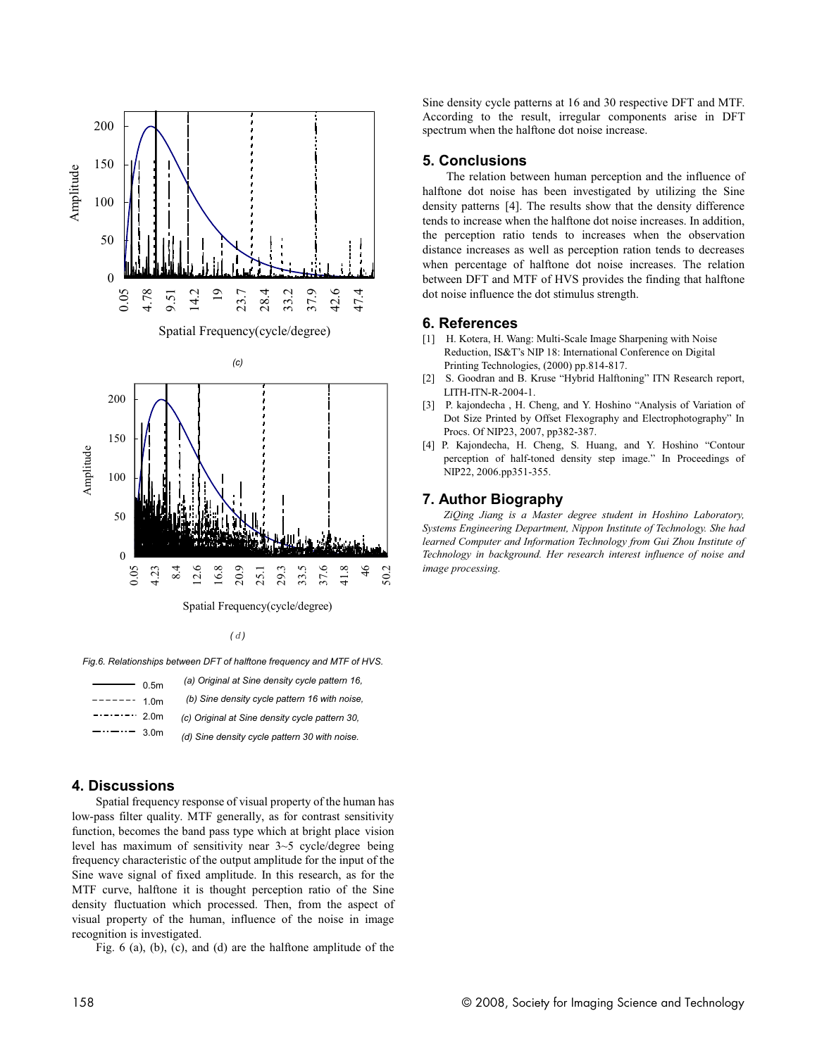200

150

Amplitude

100

50

0

0.05
4.78
9.51
14.2
19
23.7
28.4
33.2
37.9
42.6
47.4

Spatial Frequency(cycle/degree)

*(c)*

200

150

Amplitude

100

50

0

0.05
4.23
8.4
12.6
16.8
20.9
25.1
29.3
33.5
37.6
41.8
46
50.2

Spatial Frequency(cycle/degree)

*(d)*

*Fig.6. Relationships between DFT of halftone frequency and MTF of HVS.*

0.5m
1.0m
2.0m
3.0m

*(a) Original at Sine density cycle pattern 16,*
*(b) Sine density cycle pattern 16 with noise,*
*(c) Original at Sine density cycle pattern 30,*
*(d) Sine density cycle pattern 30 with noise.*

## 4. Discussions

Spatial frequency response of visual property of the human has low-pass filter quality. MTF generally, as for contrast sensitivity function, becomes the band pass type which at bright place vision level has maximum of sensitivity near 3~5 cycle/degree being frequency characteristic of the output amplitude for the input of the Sine wave signal of fixed amplitude. In this research, as for the MTF curve, halftone it is thought perception ratio of the Sine density fluctuation which processed. Then, from the aspect of visual property of the human, influence of the noise in image recognition is investigated.

Fig. 6 (a), (b), (c), and (d) are the halftone amplitude of the Sine density cycle patterns at 16 and 30 respective DFT and MTF. According to the result, irregular components arise in DFT spectrum when the halftone dot noise increase.

## 5. Conclusions

The relation between human perception and the influence of halftone dot noise has been investigated by utilizing the Sine density patterns [4]. The results show that the density difference tends to increase when the halftone dot noise increases. In addition, the perception ratio tends to increases when the observation distance increases as well as perception ration tends to decreases when percentage of halftone dot noise increases. The relation between DFT and MTF of HVS provides the finding that halftone dot noise influence the dot stimulus strength.

## 6. References

[1] H. Kotera, H. Wang: Multi-Scale Image Sharpening with Noise Reduction, IS&T's NIP 18: International Conference on Digital Printing Technologies, (2000) pp.814-817.

[2] S. Goodran and B. Kruse "Hybrid Halftoning" ITN Research report, LITH-ITN-R-2004-1.

[3] P. kajondecha , H. Cheng, and Y. Hoshino "Analysis of Variation of Dot Size Printed by Offset Flexography and Electrophotography" In Procs. Of NIP23, 2007, pp382-387.

[4] P. Kajondecha, H. Cheng, S. Huang, and Y. Hoshino "Contour perception of half-toned density step image." In Proceedings of NIP22, 2006.pp351-355.

## 7. Author Biography

*ZiQing Jiang is a Master degree student in Hoshino Laboratory, Systems Engineering Department, Nippon Institute of Technology. She had learned Computer and Information Technology from Gui Zhou Institute of Technology in background. Her research interest influence of noise and image processing.*